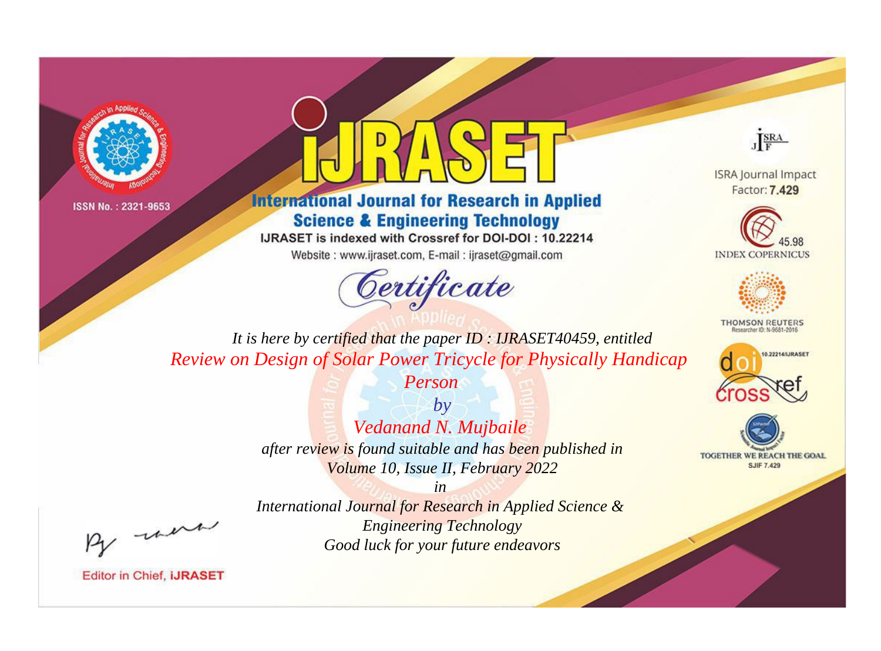ISSN No. : 2321-9653

# IJRASET

## International Journal for Research in Applied Science & Engineering Technology

IJRASET is indexed with Crossref for DOI-DOI : 10.22214

Website : www.ijraset.com, E-mail : ijraset@gmail.com

ISRA Journal Impact Factor: **7.429**

45.98 INDEX COPERNICUS

THOMSON REUTERS Researcher ID: N-9681-2016

10.22214/IJRASET

TOGETHER WE REACH THE GOAL SJIF 7.429

*Certificate*

*It is here by certified that the paper ID : IJRASET40459, entitled*

*Review on Design of Solar Power Tricycle for Physically Handicap Person*

*by*

*Vedanand N. Mujbaile*

*after review is found suitable and has been published in Volume 10, Issue II, February 2022*

*in*

*International Journal for Research in Applied Science & Engineering Technology*

*Good luck for your future endeavors*

Editor in Chief, **iJRASET**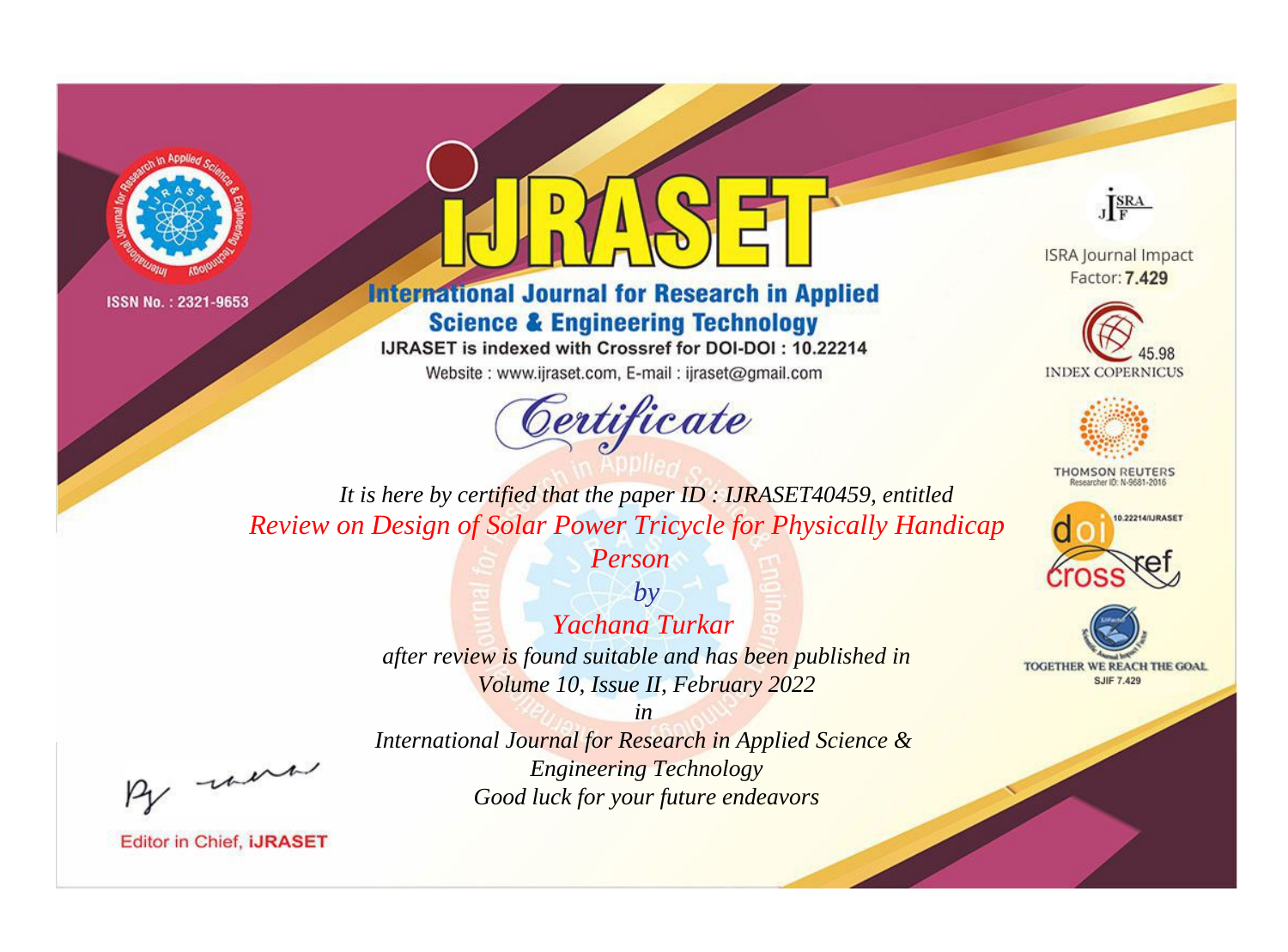ISSN No. : 2321-9653

# iJRASET

## International Journal for Research in Applied Science & Engineering Technology

IJRASET is indexed with Crossref for DOI-DOI : 10.22214

Website : www.ijraset.com, E-mail : ijraset@gmail.com

*Certificate*

*It is here by certified that the paper ID : IJRASET40459, entitled*

*Review on Design of Solar Power Tricycle for Physically Handicap Person*

*by*

*Yachana Turkar*

*after review is found suitable and has been published in*

*Volume 10, Issue II, February 2022*

*in*

*International Journal for Research in Applied Science & Engineering Technology*

*Good luck for your future endeavors*

Editor in Chief, iJRASET

ISRA Journal Impact Factor: **7.429**

45.98 INDEX COPERNICUS

THOMSON REUTERS Researcher ID: N-9681-2016

10.22214/IJRASET

TOGETHER WE REACH THE GOAL SJIF 7.429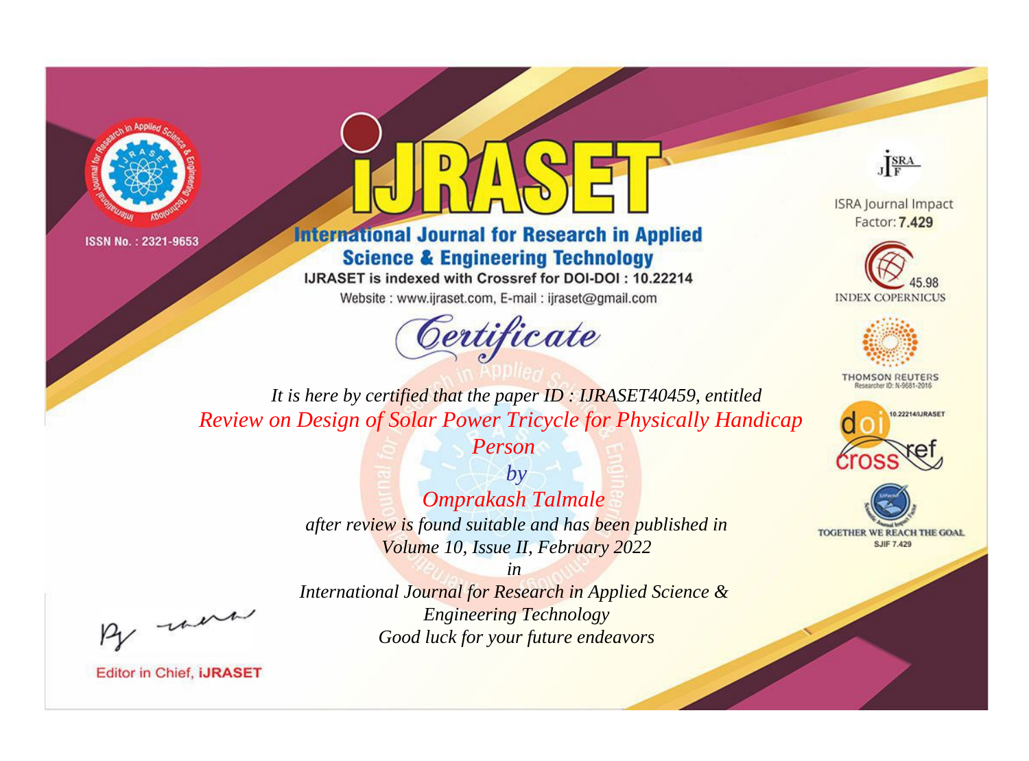ISSN No. : 2321-9653

# iJRASET

## International Journal for Research in Applied Science & Engineering Technology

IJRASET is indexed with Crossref for DOI-DOI : 10.22214

Website : www.ijraset.com, E-mail : ijraset@gmail.com

ISRA Journal Impact Factor: **7.429**

45.98 INDEX COPERNICUS

THOMSON REUTERS Researcher ID: N-9681-2016

10.22214/IJRASET

TOGETHER WE REACH THE GOAL SJIF 7.429

*Certificate*

*It is here by certified that the paper ID : IJRASET40459, entitled*

*Review on Design of Solar Power Tricycle for Physically Handicap Person*

*by*

*Omprakash Talmale*

*after review is found suitable and has been published in*

*Volume 10, Issue II, February 2022*

*in*

*International Journal for Research in Applied Science & Engineering Technology*

*Good luck for your future endeavors*

Editor in Chief, **iJRASET**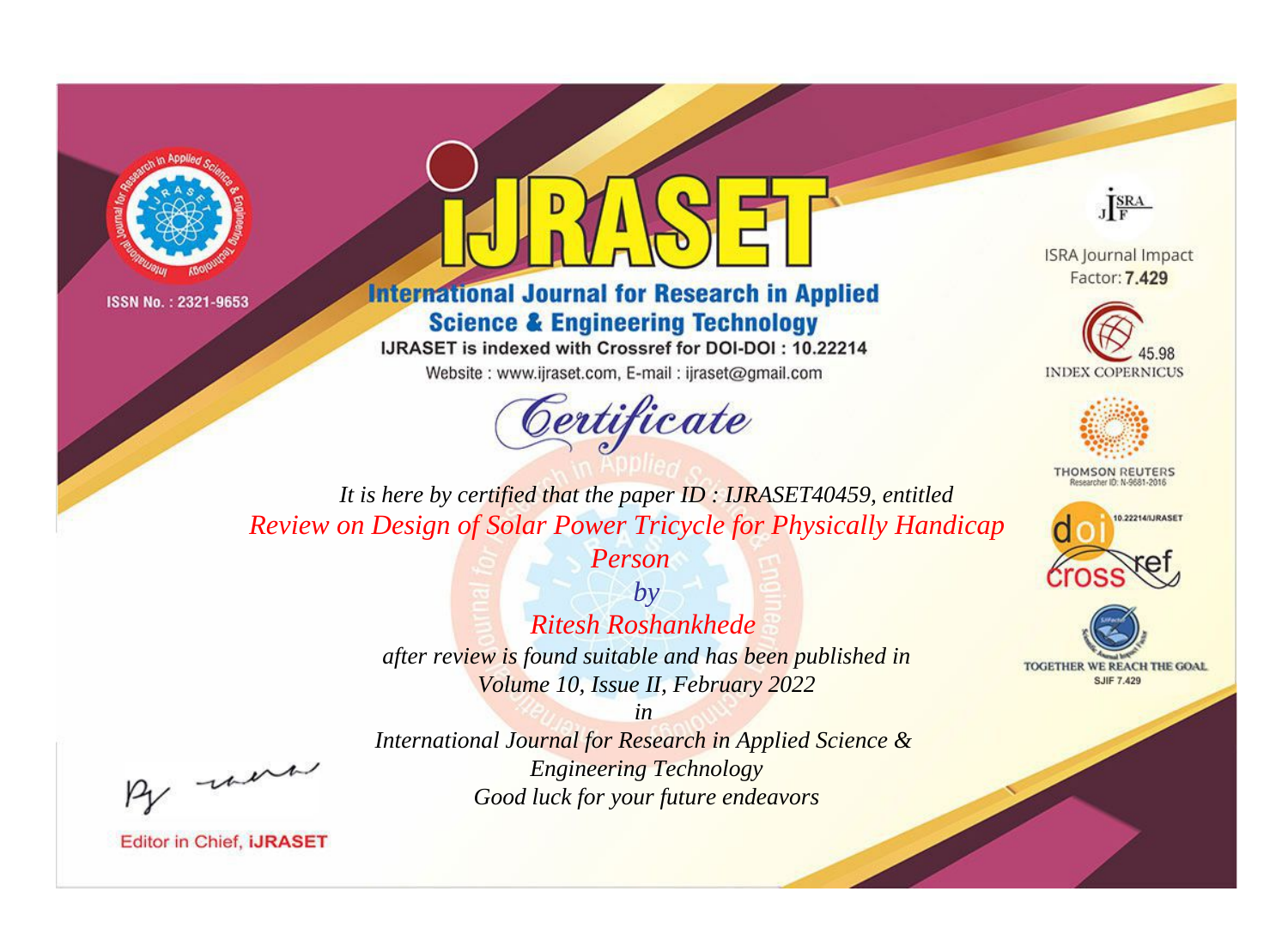ISSN No. : 2321-9653

# International Journal for Research in Applied Science & Engineering Technology

IJRASET is indexed with Crossref for DOI-DOI : 10.22214

Website : www.ijraset.com, E-mail : ijraset@gmail.com

## Certificate

*It is here by certified that the paper ID : IJRASET40459, entitled*

*Review on Design of Solar Power Tricycle for Physically Handicap Person*

*by*

*Ritesh Roshankhede*

*after review is found suitable and has been published in*

*Volume 10, Issue II, February 2022*

*in*

*International Journal for Research in Applied Science & Engineering Technology*

*Good luck for your future endeavors*

Editor in Chief, IJRASET

ISRA Journal Impact Factor: **7.429**

45.98 INDEX COPERNICUS

THOMSON REUTERS Researcher ID: N-9681-2016

10.22214/IJRASET

TOGETHER WE REACH THE GOAL SJIF 7.429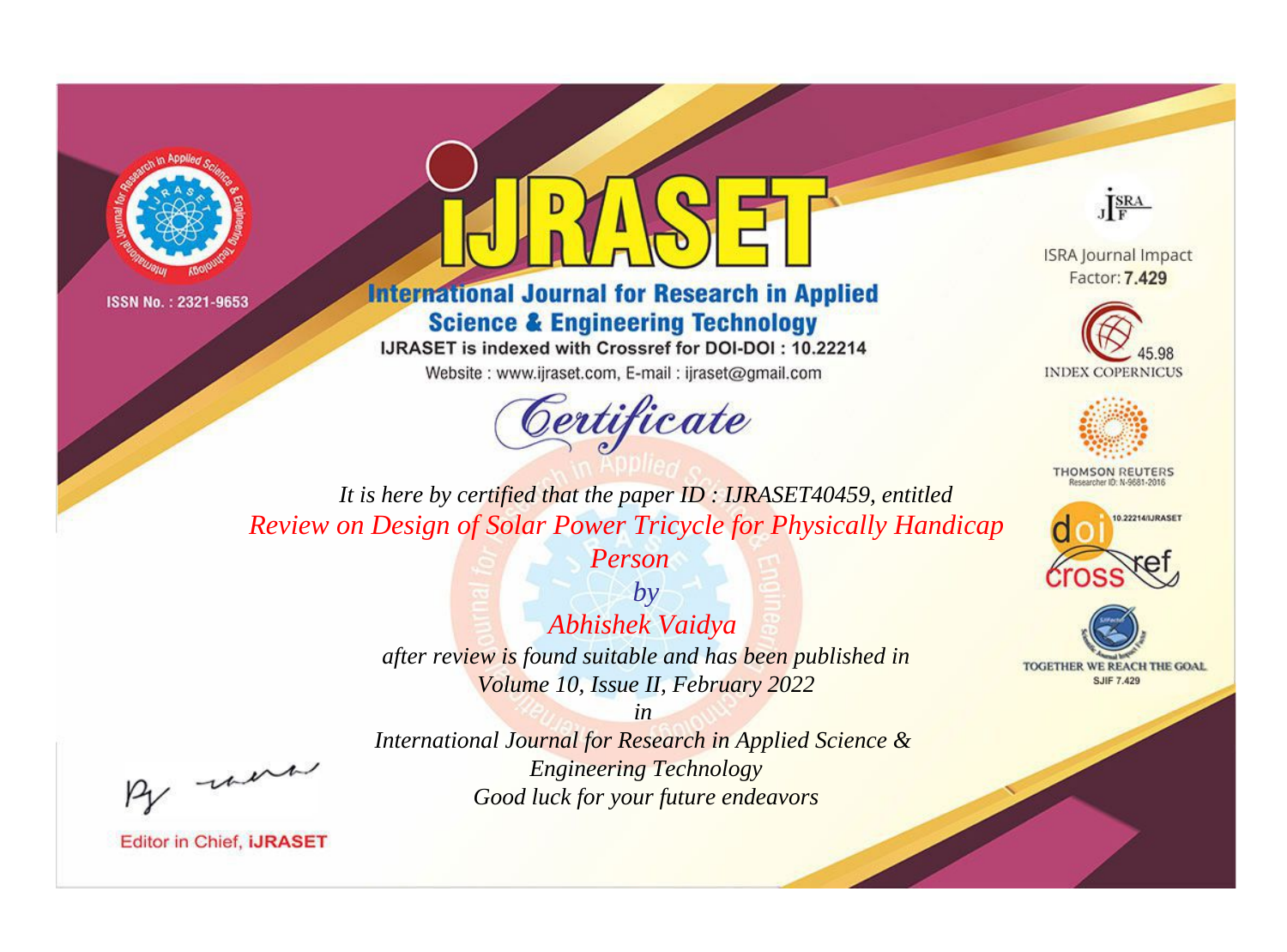ISSN No. : 2321-9653

# iJRASET

## International Journal for Research in Applied Science & Engineering Technology

IJRASET is indexed with Crossref for DOI-DOI : 10.22214

Website : www.ijraset.com, E-mail : ijraset@gmail.com

# Certificate

*It is here by certified that the paper ID : IJRASET40459, entitled*

*Review on Design of Solar Power Tricycle for Physically Handicap Person*

*by*

*Abhishek Vaidya*

*after review is found suitable and has been published in*

*Volume 10, Issue II, February 2022*

*in*

*International Journal for Research in Applied Science & Engineering Technology*

*Good luck for your future endeavors*

ISRA Journal Impact Factor: **7.429**

45.98 INDEX COPERNICUS

THOMSON REUTERS Researcher ID: N-9681-2016

10.22214/IJRASET

TOGETHER WE REACH THE GOAL SJIF 7.429

Editor in Chief, **iJRASET**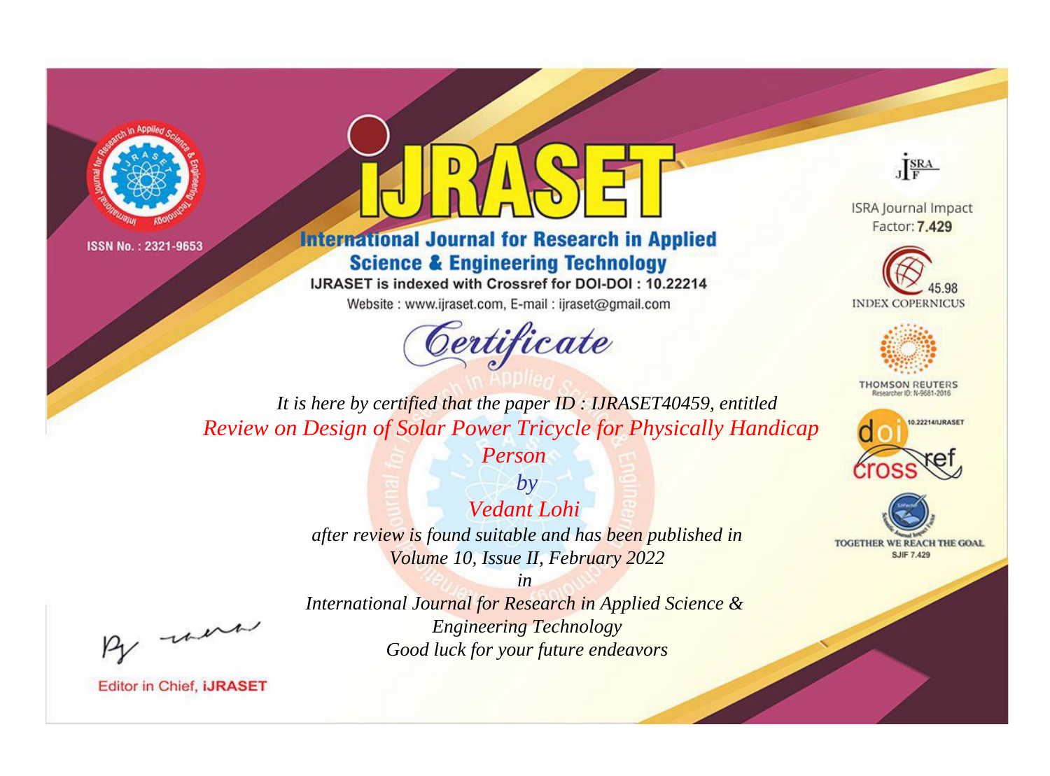ISSN No. : 2321-9653

# IJRASET

## International Journal for Research in Applied Science & Engineering Technology

IJRASET is indexed with Crossref for DOI-DOI : 10.22214

Website : www.ijraset.com, E-mail : ijraset@gmail.com

ISRA Journal Impact Factor: **7.429**

45.98 INDEX COPERNICUS

THOMSON REUTERS Researcher ID: N-9681-2016

10.22214/IJRASET

TOGETHER WE REACH THE GOAL SJIF 7.429

*Certificate*

*It is here by certified that the paper ID : IJRASET40459, entitled*

*Review on Design of Solar Power Tricycle for Physically Handicap Person*

*by*

*Vedant Lohi*

*after review is found suitable and has been published in*

*Volume 10, Issue II, February 2022*

*in*

*International Journal for Research in Applied Science & Engineering Technology*

*Good luck for your future endeavors*

Editor in Chief, iJRASET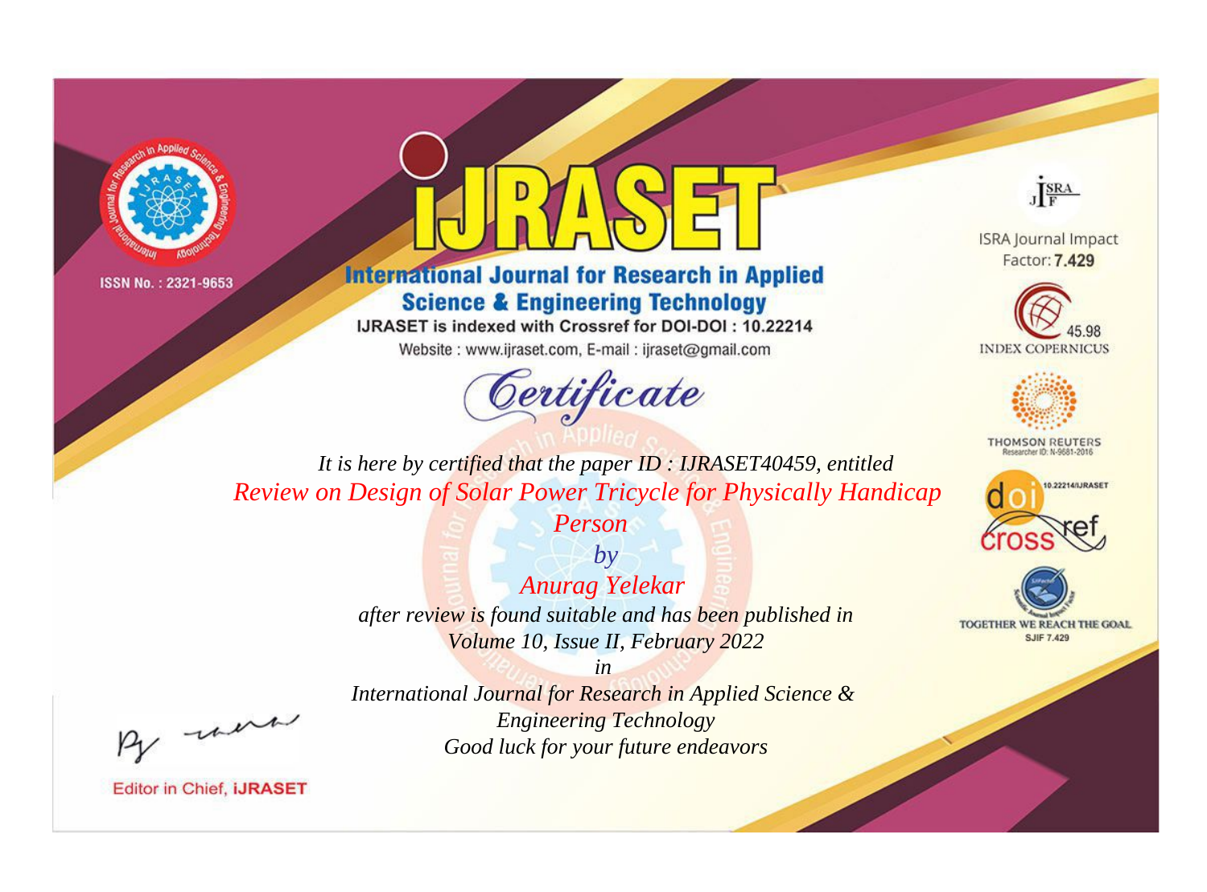ISSN No. : 2321-9653

# IJRASET

## International Journal for Research in Applied Science & Engineering Technology

IJRASET is indexed with Crossref for DOI-DOI : 10.22214

Website : www.ijraset.com, E-mail : ijraset@gmail.com

ISRA Journal Impact Factor: **7.429**

45.98 INDEX COPERNICUS

THOMSON REUTERS Researcher ID: N-9681-2016

10.22214/IJRASET

TOGETHER WE REACH THE GOAL SJIF 7.429

# *Certificate*

*It is here by certified that the paper ID : IJRASET40459, entitled*

*Review on Design of Solar Power Tricycle for Physically Handicap Person*

*by*

*Anurag Yelekar*

*after review is found suitable and has been published in*

*Volume 10, Issue II, February 2022*

*in*

*International Journal for Research in Applied Science & Engineering Technology*

*Good luck for your future endeavors*

Editor in Chief, **iJRASET**